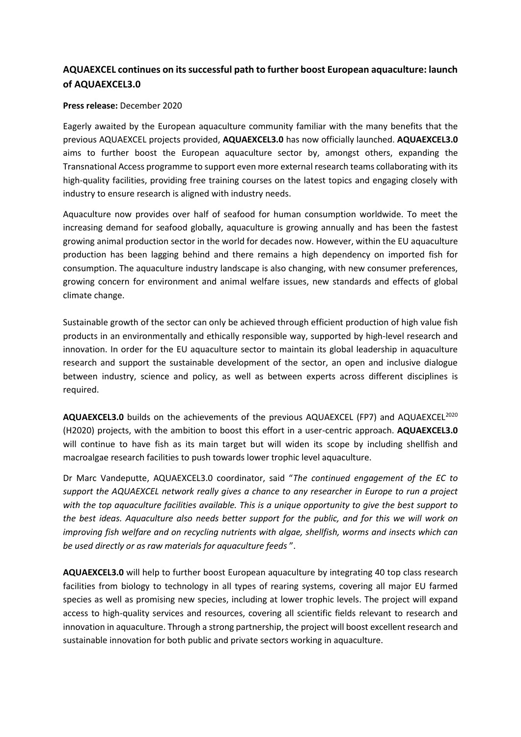# AQUAEXCEL continues on its successful path to further boost European aquaculture: launch of AQUAEXCEL3.0

**Press release:** December 2020

Eagerly awaited by the European aquaculture community familiar with the many benefits that the previous AQUAEXCEL projects provided, **AQUAEXCEL3.0** has now officially launched. **AQUAEXCEL3.0** aims to further boost the European aquaculture sector by, amongst others, expanding the Transnational Access programme to support even more external research teams collaborating with its high-quality facilities, providing free training courses on the latest topics and engaging closely with industry to ensure research is aligned with industry needs.

Aquaculture now provides over half of seafood for human consumption worldwide. To meet the increasing demand for seafood globally, aquaculture is growing annually and has been the fastest growing animal production sector in the world for decades now. However, within the EU aquaculture production has been lagging behind and there remains a high dependency on imported fish for consumption. The aquaculture industry landscape is also changing, with new consumer preferences, growing concern for environment and animal welfare issues, new standards and effects of global climate change.

Sustainable growth of the sector can only be achieved through efficient production of high value fish products in an environmentally and ethically responsible way, supported by high-level research and innovation. In order for the EU aquaculture sector to maintain its global leadership in aquaculture research and support the sustainable development of the sector, an open and inclusive dialogue between industry, science and policy, as well as between experts across different disciplines is required.

**AQUAEXCEL3.0** builds on the achievements of the previous AQUAEXCEL (FP7) and AQUAEXCEL$^{2020}$ (H2020) projects, with the ambition to boost this effort in a user-centric approach. **AQUAEXCEL3.0** will continue to have fish as its main target but will widen its scope by including shellfish and macroalgae research facilities to push towards lower trophic level aquaculture.

Dr Marc Vandeputte, AQUAEXCEL3.0 coordinator, said "*The continued engagement of the EC to support the AQUAEXCEL network really gives a chance to any researcher in Europe to run a project with the top aquaculture facilities available. This is a unique opportunity to give the best support to the best ideas. Aquaculture also needs better support for the public, and for this we will work on improving fish welfare and on recycling nutrients with algae, shellfish, worms and insects which can be used directly or as raw materials for aquaculture feeds* ".

**AQUAEXCEL3.0** will help to further boost European aquaculture by integrating 40 top class research facilities from biology to technology in all types of rearing systems, covering all major EU farmed species as well as promising new species, including at lower trophic levels. The project will expand access to high-quality services and resources, covering all scientific fields relevant to research and innovation in aquaculture. Through a strong partnership, the project will boost excellent research and sustainable innovation for both public and private sectors working in aquaculture.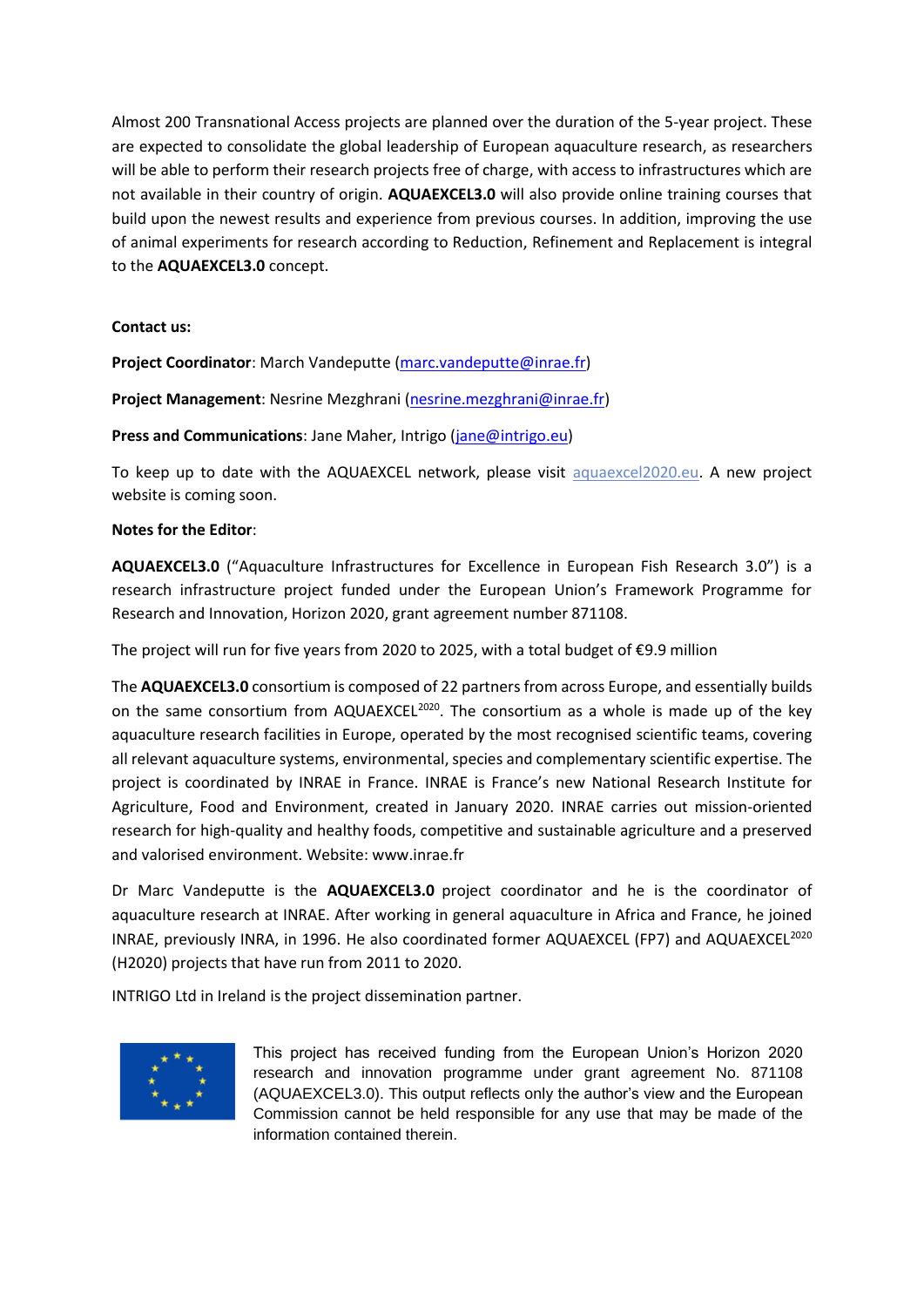Almost 200 Transnational Access projects are planned over the duration of the 5-year project. These are expected to consolidate the global leadership of European aquaculture research, as researchers will be able to perform their research projects free of charge, with access to infrastructures which are not available in their country of origin. **AQUAEXCEL3.0** will also provide online training courses that build upon the newest results and experience from previous courses. In addition, improving the use of animal experiments for research according to Reduction, Refinement and Replacement is integral to the **AQUAEXCEL3.0** concept.

**Contact us:**

**Project Coordinator**: March Vandeputte (marc.vandeputte@inrae.fr)

**Project Management**: Nesrine Mezghrani (nesrine.mezghrani@inrae.fr)

**Press and Communications**: Jane Maher, Intrigo (jane@intrigo.eu)

To keep up to date with the AQUAEXCEL network, please visit aquaexcel2020.eu. A new project website is coming soon.

**Notes for the Editor**:

**AQUAEXCEL3.0** ("Aquaculture Infrastructures for Excellence in European Fish Research 3.0") is a research infrastructure project funded under the European Union's Framework Programme for Research and Innovation, Horizon 2020, grant agreement number 871108.

The project will run for five years from 2020 to 2025, with a total budget of €9.9 million

The **AQUAEXCEL3.0** consortium is composed of 22 partners from across Europe, and essentially builds on the same consortium from AQUAEXCEL2020. The consortium as a whole is made up of the key aquaculture research facilities in Europe, operated by the most recognised scientific teams, covering all relevant aquaculture systems, environmental, species and complementary scientific expertise. The project is coordinated by INRAE in France. INRAE is France's new National Research Institute for Agriculture, Food and Environment, created in January 2020. INRAE carries out mission-oriented research for high-quality and healthy foods, competitive and sustainable agriculture and a preserved and valorised environment. Website: www.inrae.fr

Dr Marc Vandeputte is the **AQUAEXCEL3.0** project coordinator and he is the coordinator of aquaculture research at INRAE. After working in general aquaculture in Africa and France, he joined INRAE, previously INRA, in 1996. He also coordinated former AQUAEXCEL (FP7) and AQUAEXCEL2020 (H2020) projects that have run from 2011 to 2020.

INTRIGO Ltd in Ireland is the project dissemination partner.

This project has received funding from the European Union's Horizon 2020 research and innovation programme under grant agreement No. 871108 (AQUAEXCEL3.0). This output reflects only the author's view and the European Commission cannot be held responsible for any use that may be made of the information contained therein.